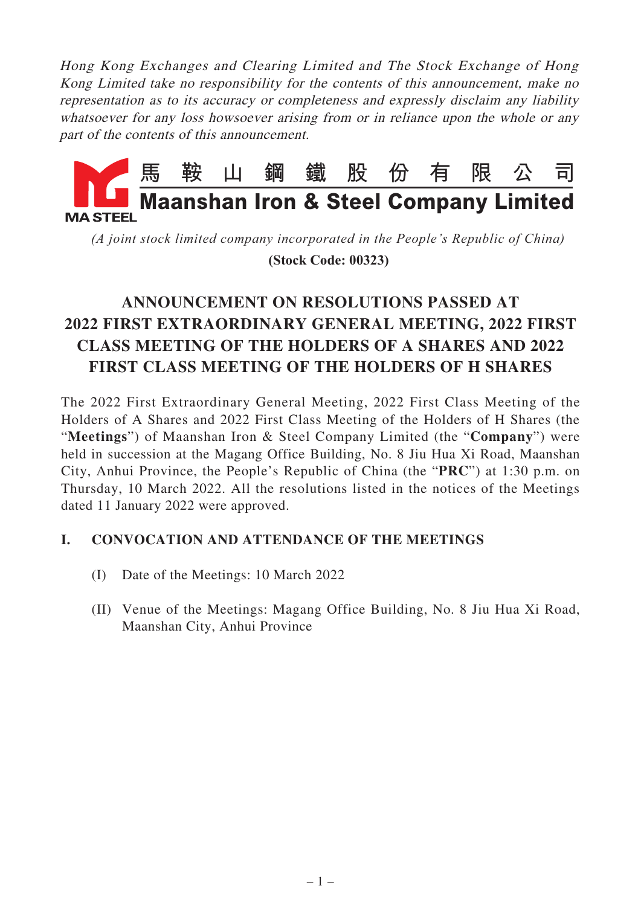*Hong Kong Exchanges and Clearing Limited and The Stock Exchange of Hong Kong Limited take no responsibility for the contents of this announcement, make no representation as to its accuracy or completeness and expressly disclaim any liability whatsoever for any loss howsoever arising from or in reliance upon the whole or any part of the contents of this announcement.*

MA STEEL

# 馬 鞍 山 鋼 鐵 股 份 有 限 公 司
# Maanshan Iron & Steel Company Limited

*(A joint stock limited company incorporated in the People's Republic of China)*

**(Stock Code: 00323)**

## ANNOUNCEMENT ON RESOLUTIONS PASSED AT 2022 FIRST EXTRAORDINARY GENERAL MEETING, 2022 FIRST CLASS MEETING OF THE HOLDERS OF A SHARES AND 2022 FIRST CLASS MEETING OF THE HOLDERS OF H SHARES

The 2022 First Extraordinary General Meeting, 2022 First Class Meeting of the Holders of A Shares and 2022 First Class Meeting of the Holders of H Shares (the "**Meetings**") of Maanshan Iron & Steel Company Limited (the "**Company**") were held in succession at the Magang Office Building, No. 8 Jiu Hua Xi Road, Maanshan City, Anhui Province, the People's Republic of China (the "**PRC**") at 1:30 p.m. on Thursday, 10 March 2022. All the resolutions listed in the notices of the Meetings dated 11 January 2022 were approved.

### I. CONVOCATION AND ATTENDANCE OF THE MEETINGS

(I) Date of the Meetings: 10 March 2022

(II) Venue of the Meetings: Magang Office Building, No. 8 Jiu Hua Xi Road, Maanshan City, Anhui Province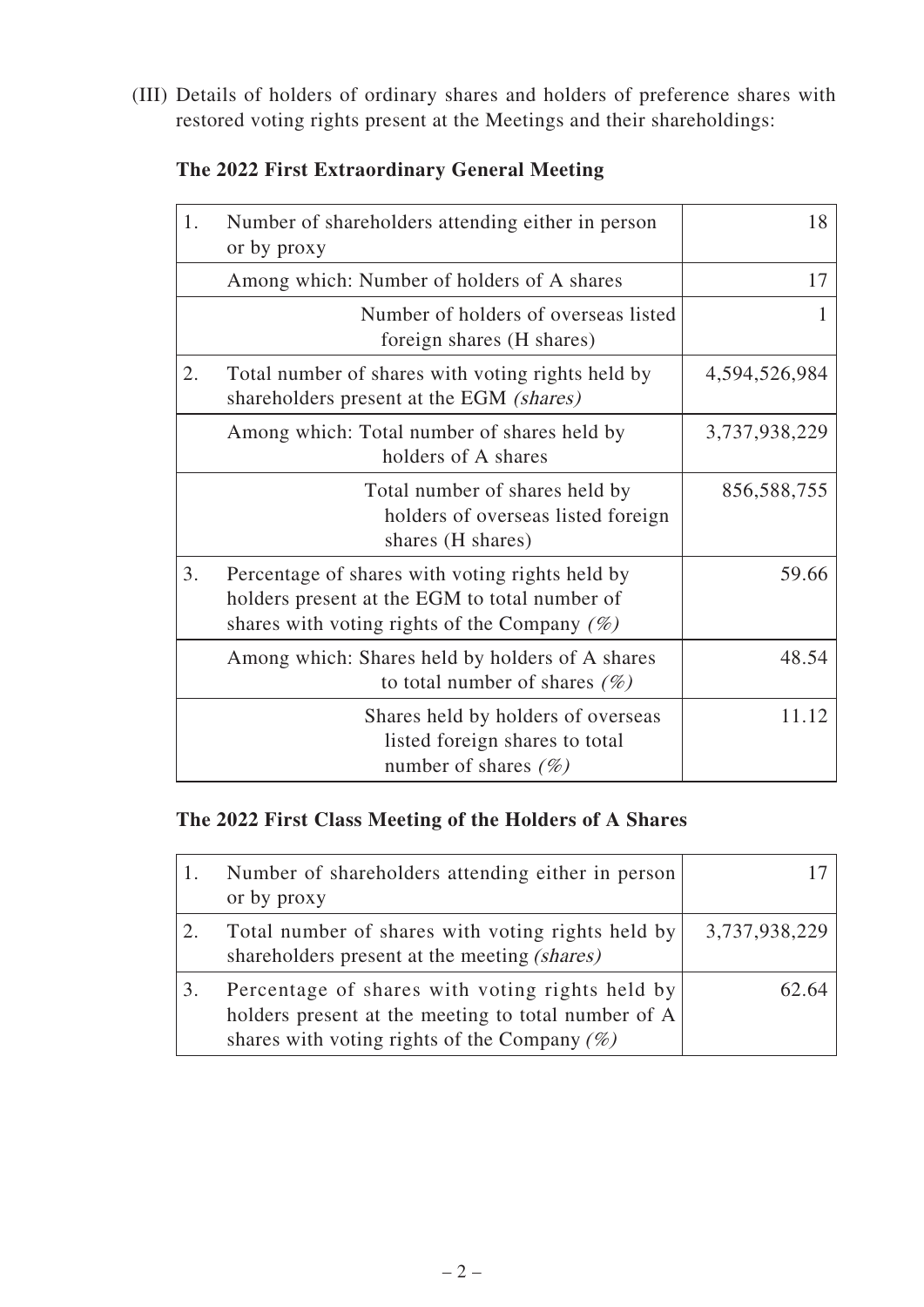(III) Details of holders of ordinary shares and holders of preference shares with restored voting rights present at the Meetings and their shareholdings:

**The 2022 First Extraordinary General Meeting**

| | | |
|---|---|---|
| 1. | Number of shareholders attending either in person or by proxy | 18 |
| | Among which: Number of holders of A shares | 17 |
| | Number of holders of overseas listed foreign shares (H shares) | 1 |
| 2. | Total number of shares with voting rights held by shareholders present at the EGM *(shares)* | 4,594,526,984 |
| | Among which: Total number of shares held by holders of A shares | 3,737,938,229 |
| | Total number of shares held by holders of overseas listed foreign shares (H shares) | 856,588,755 |
| 3. | Percentage of shares with voting rights held by holders present at the EGM to total number of shares with voting rights of the Company *(%)* | 59.66 |
| | Among which: Shares held by holders of A shares to total number of shares *(%)* | 48.54 |
| | Shares held by holders of overseas listed foreign shares to total number of shares *(%)* | 11.12 |

**The 2022 First Class Meeting of the Holders of A Shares**

| | | |
|---|---|---|
| 1. | Number of shareholders attending either in person or by proxy | 17 |
| 2. | Total number of shares with voting rights held by shareholders present at the meeting *(shares)* | 3,737,938,229 |
| 3. | Percentage of shares with voting rights held by holders present at the meeting to total number of A shares with voting rights of the Company *(%)* | 62.64 |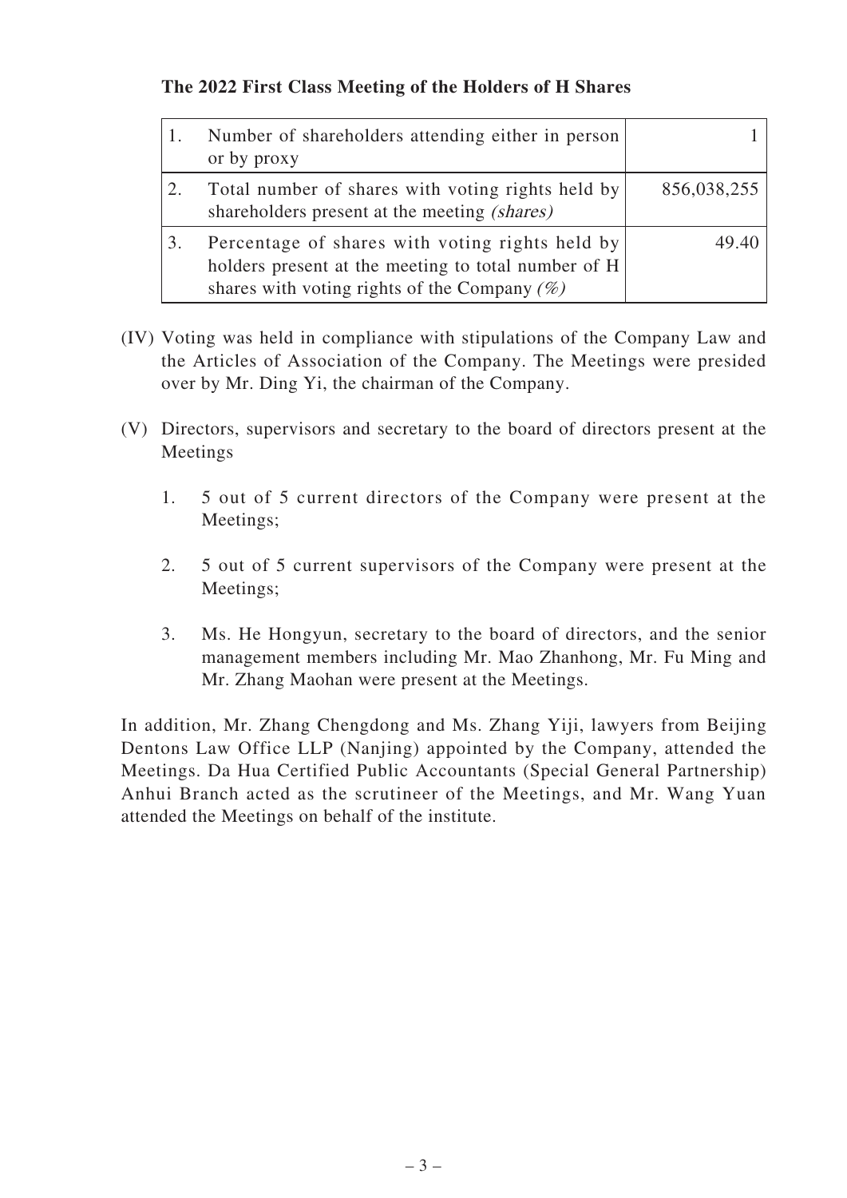**The 2022 First Class Meeting of the Holders of H Shares**

| | | |
|---|---|---|
| 1. | Number of shareholders attending either in person or by proxy | 1 |
| 2. | Total number of shares with voting rights held by shareholders present at the meeting *(shares)* | 856,038,255 |
| 3. | Percentage of shares with voting rights held by holders present at the meeting to total number of H shares with voting rights of the Company *(%)* | 49.40 |

(IV) Voting was held in compliance with stipulations of the Company Law and the Articles of Association of the Company. The Meetings were presided over by Mr. Ding Yi, the chairman of the Company.

(V) Directors, supervisors and secretary to the board of directors present at the Meetings

1. 5 out of 5 current directors of the Company were present at the Meetings;

2. 5 out of 5 current supervisors of the Company were present at the Meetings;

3. Ms. He Hongyun, secretary to the board of directors, and the senior management members including Mr. Mao Zhanhong, Mr. Fu Ming and Mr. Zhang Maohan were present at the Meetings.

In addition, Mr. Zhang Chengdong and Ms. Zhang Yiji, lawyers from Beijing Dentons Law Office LLP (Nanjing) appointed by the Company, attended the Meetings. Da Hua Certified Public Accountants (Special General Partnership) Anhui Branch acted as the scrutineer of the Meetings, and Mr. Wang Yuan attended the Meetings on behalf of the institute.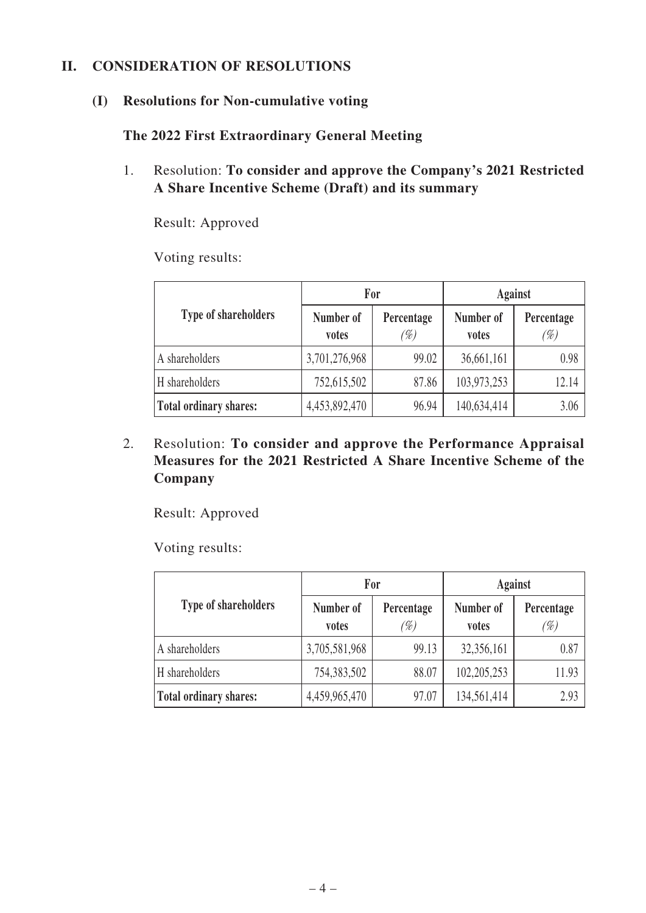## II. CONSIDERATION OF RESOLUTIONS

### (I) Resolutions for Non-cumulative voting

**The 2022 First Extraordinary General Meeting**

1. Resolution: **To consider and approve the Company's 2021 Restricted A Share Incentive Scheme (Draft) and its summary**

   Result: Approved

   Voting results:

| Type of shareholders | For | | Against | |
|---|---|---|---|---|
| | Number of votes | Percentage (%) | Number of votes | Percentage (%) |
| A shareholders | 3,701,276,968 | 99.02 | 36,661,161 | 0.98 |
| H shareholders | 752,615,502 | 87.86 | 103,973,253 | 12.14 |
| **Total ordinary shares:** | 4,453,892,470 | 96.94 | 140,634,414 | 3.06 |

2. Resolution: **To consider and approve the Performance Appraisal Measures for the 2021 Restricted A Share Incentive Scheme of the Company**

   Result: Approved

   Voting results:

| Type of shareholders | For | | Against | |
|---|---|---|---|---|
| | Number of votes | Percentage (%) | Number of votes | Percentage (%) |
| A shareholders | 3,705,581,968 | 99.13 | 32,356,161 | 0.87 |
| H shareholders | 754,383,502 | 88.07 | 102,205,253 | 11.93 |
| **Total ordinary shares:** | 4,459,965,470 | 97.07 | 134,561,414 | 2.93 |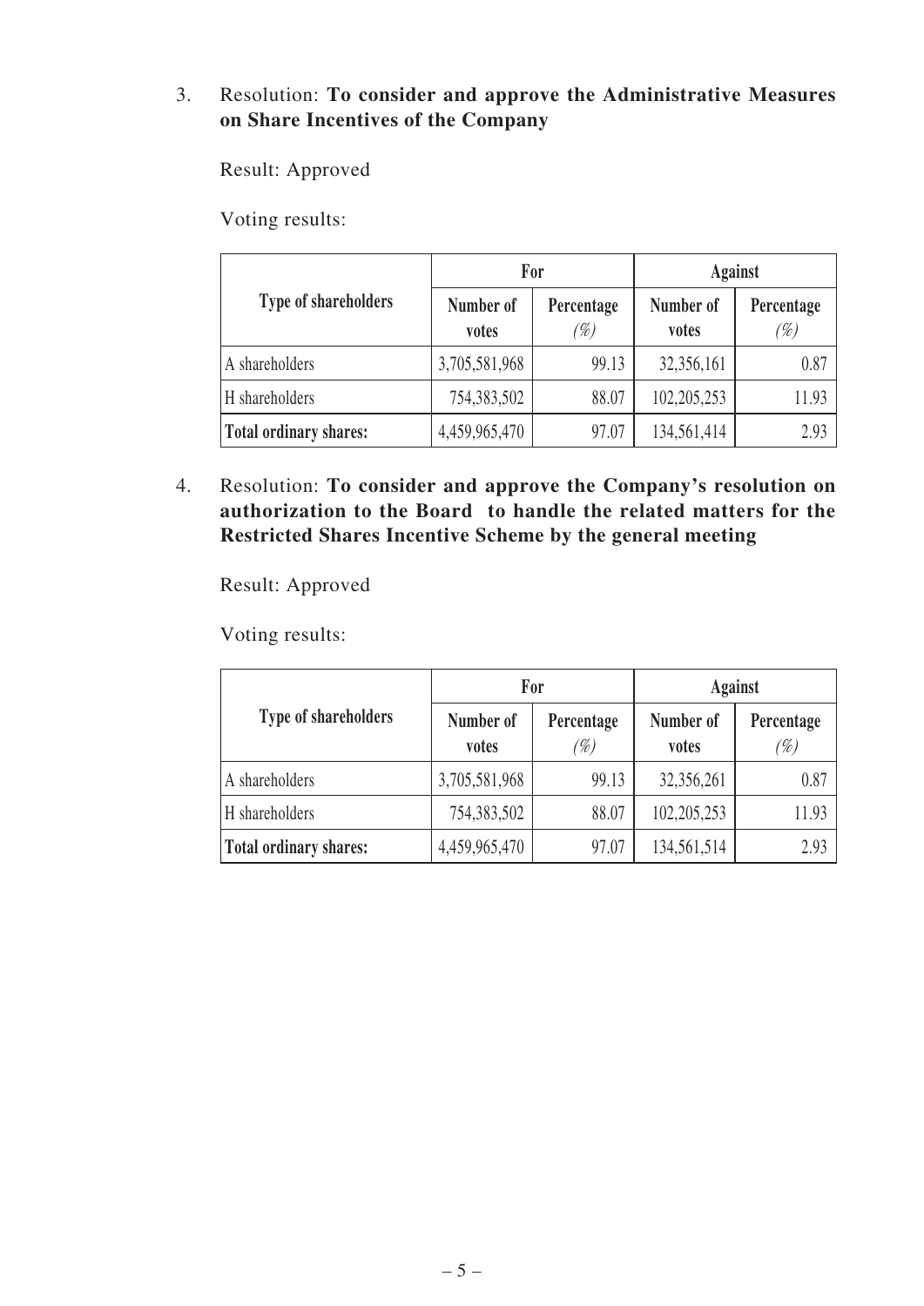3. Resolution: **To consider and approve the Administrative Measures on Share Incentives of the Company**

   Result: Approved

   Voting results:

| Type of shareholders | For | | Against | |
|---|---|---|---|---|
| | Number of votes | Percentage (%) | Number of votes | Percentage (%) |
| A shareholders | 3,705,581,968 | 99.13 | 32,356,161 | 0.87 |
| H shareholders | 754,383,502 | 88.07 | 102,205,253 | 11.93 |
| **Total ordinary shares:** | 4,459,965,470 | 97.07 | 134,561,414 | 2.93 |

4. Resolution: **To consider and approve the Company's resolution on authorization to the Board to handle the related matters for the Restricted Shares Incentive Scheme by the general meeting**

   Result: Approved

   Voting results:

| Type of shareholders | For | | Against | |
|---|---|---|---|---|
| | Number of votes | Percentage (%) | Number of votes | Percentage (%) |
| A shareholders | 3,705,581,968 | 99.13 | 32,356,261 | 0.87 |
| H shareholders | 754,383,502 | 88.07 | 102,205,253 | 11.93 |
| **Total ordinary shares:** | 4,459,965,470 | 97.07 | 134,561,514 | 2.93 |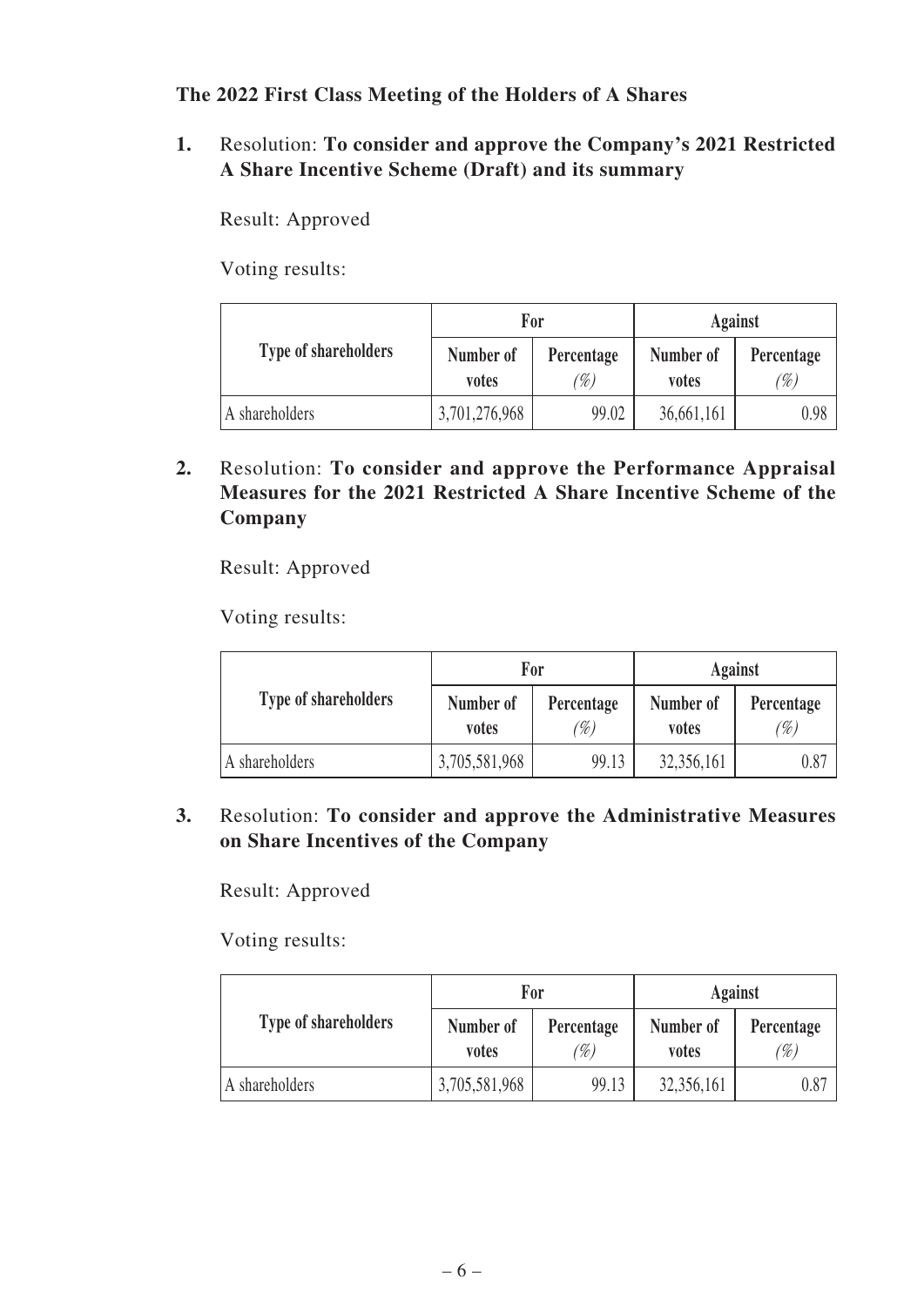**The 2022 First Class Meeting of the Holders of A Shares**

**1.** Resolution: **To consider and approve the Company's 2021 Restricted A Share Incentive Scheme (Draft) and its summary**

Result: Approved

Voting results:

| Type of shareholders | For | | Against | |
|---|---|---|---|---|
| | Number of votes | Percentage *(%)* | Number of votes | Percentage *(%)* |
| A shareholders | 3,701,276,968 | 99.02 | 36,661,161 | 0.98 |

**2.** Resolution: **To consider and approve the Performance Appraisal Measures for the 2021 Restricted A Share Incentive Scheme of the Company**

Result: Approved

Voting results:

| Type of shareholders | For | | Against | |
|---|---|---|---|---|
| | Number of votes | Percentage *(%)* | Number of votes | Percentage *(%)* |
| A shareholders | 3,705,581,968 | 99.13 | 32,356,161 | 0.87 |

**3.** Resolution: **To consider and approve the Administrative Measures on Share Incentives of the Company**

Result: Approved

Voting results:

| Type of shareholders | For | | Against | |
|---|---|---|---|---|
| | Number of votes | Percentage *(%)* | Number of votes | Percentage *(%)* |
| A shareholders | 3,705,581,968 | 99.13 | 32,356,161 | 0.87 |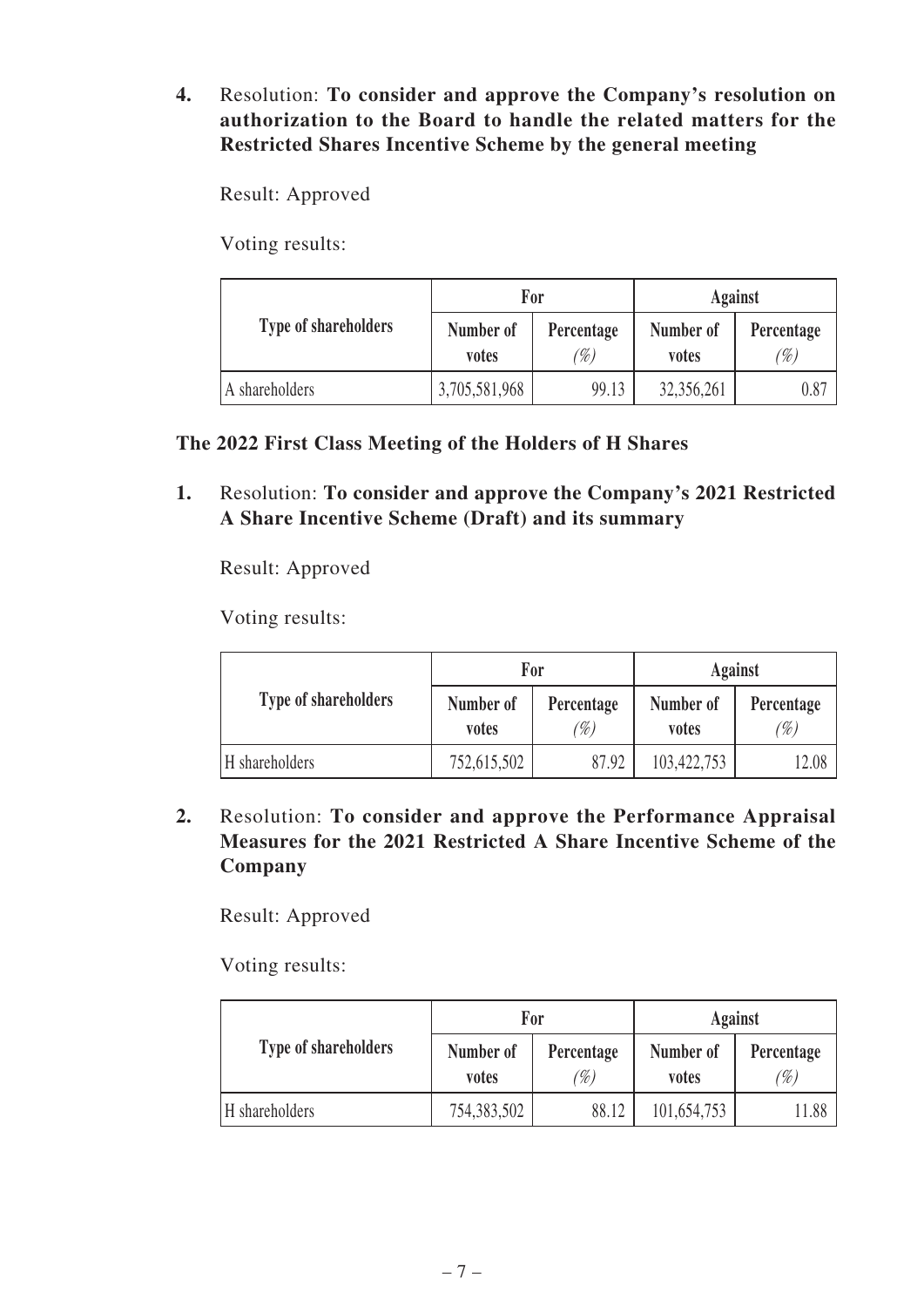**4.** Resolution: **To consider and approve the Company's resolution on authorization to the Board to handle the related matters for the Restricted Shares Incentive Scheme by the general meeting**

Result: Approved

Voting results:

| Type of shareholders | For | | Against | |
|---|---|---|---|---|
| | Number of votes | Percentage (%) | Number of votes | Percentage (%) |
| A shareholders | 3,705,581,968 | 99.13 | 32,356,261 | 0.87 |

**The 2022 First Class Meeting of the Holders of H Shares**

**1.** Resolution: **To consider and approve the Company's 2021 Restricted A Share Incentive Scheme (Draft) and its summary**

Result: Approved

Voting results:

| Type of shareholders | For | | Against | |
|---|---|---|---|---|
| | Number of votes | Percentage (%) | Number of votes | Percentage (%) |
| H shareholders | 752,615,502 | 87.92 | 103,422,753 | 12.08 |

**2.** Resolution: **To consider and approve the Performance Appraisal Measures for the 2021 Restricted A Share Incentive Scheme of the Company**

Result: Approved

Voting results:

| Type of shareholders | For | | Against | |
|---|---|---|---|---|
| | Number of votes | Percentage (%) | Number of votes | Percentage (%) |
| H shareholders | 754,383,502 | 88.12 | 101,654,753 | 11.88 |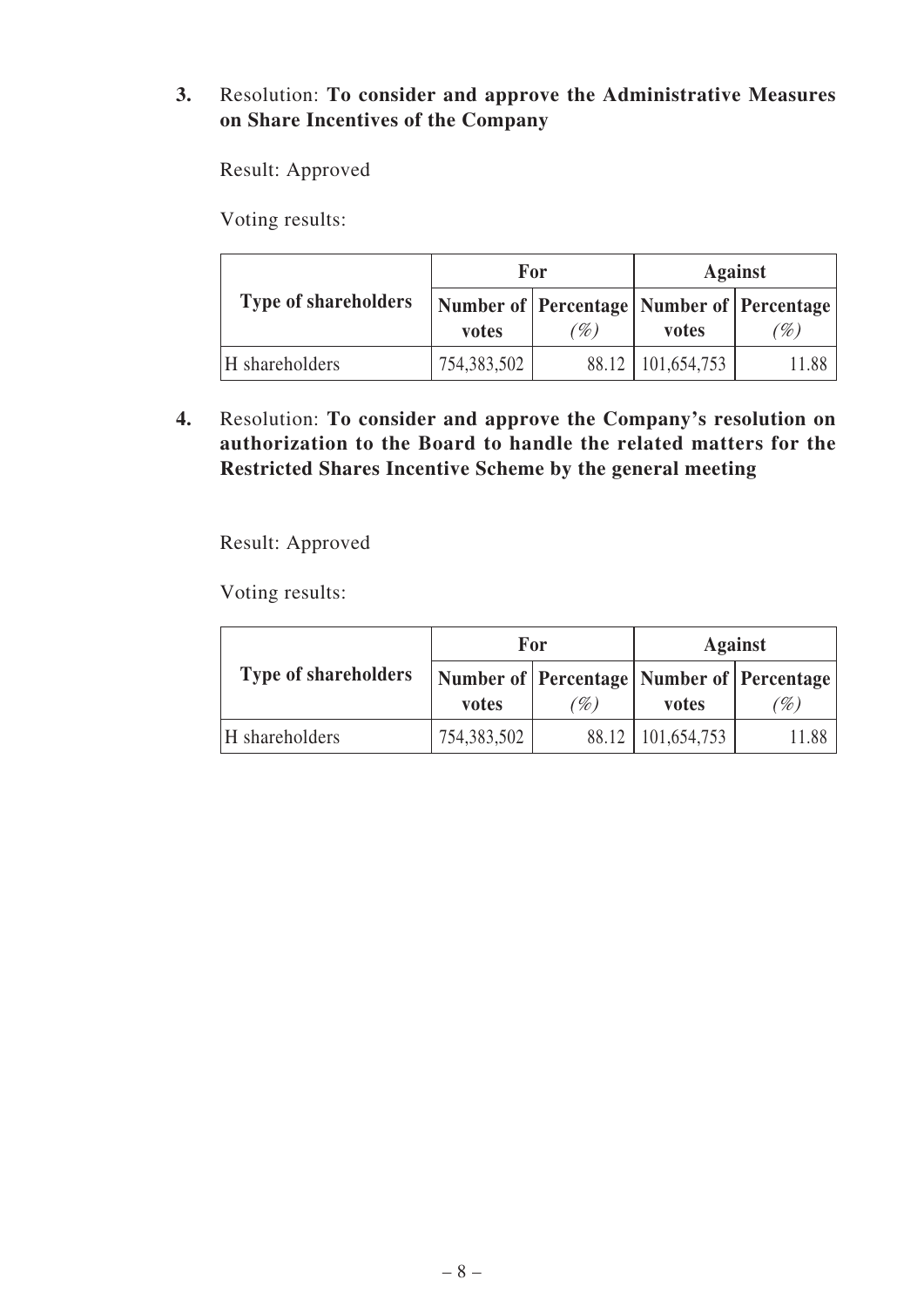3. Resolution: **To consider and approve the Administrative Measures on Share Incentives of the Company**

   Result: Approved

   Voting results:

| Type of shareholders | For | | Against | |
|---|---|---|---|---|
| | **Number of votes** | **Percentage (%)** | **Number of votes** | **Percentage (%)** |
| H shareholders | 754,383,502 | 88.12 | 101,654,753 | 11.88 |

4. Resolution: **To consider and approve the Company's resolution on authorization to the Board to handle the related matters for the Restricted Shares Incentive Scheme by the general meeting**

   Result: Approved

   Voting results:

| Type of shareholders | For | | Against | |
|---|---|---|---|---|
| | **Number of votes** | **Percentage (%)** | **Number of votes** | **Percentage (%)** |
| H shareholders | 754,383,502 | 88.12 | 101,654,753 | 11.88 |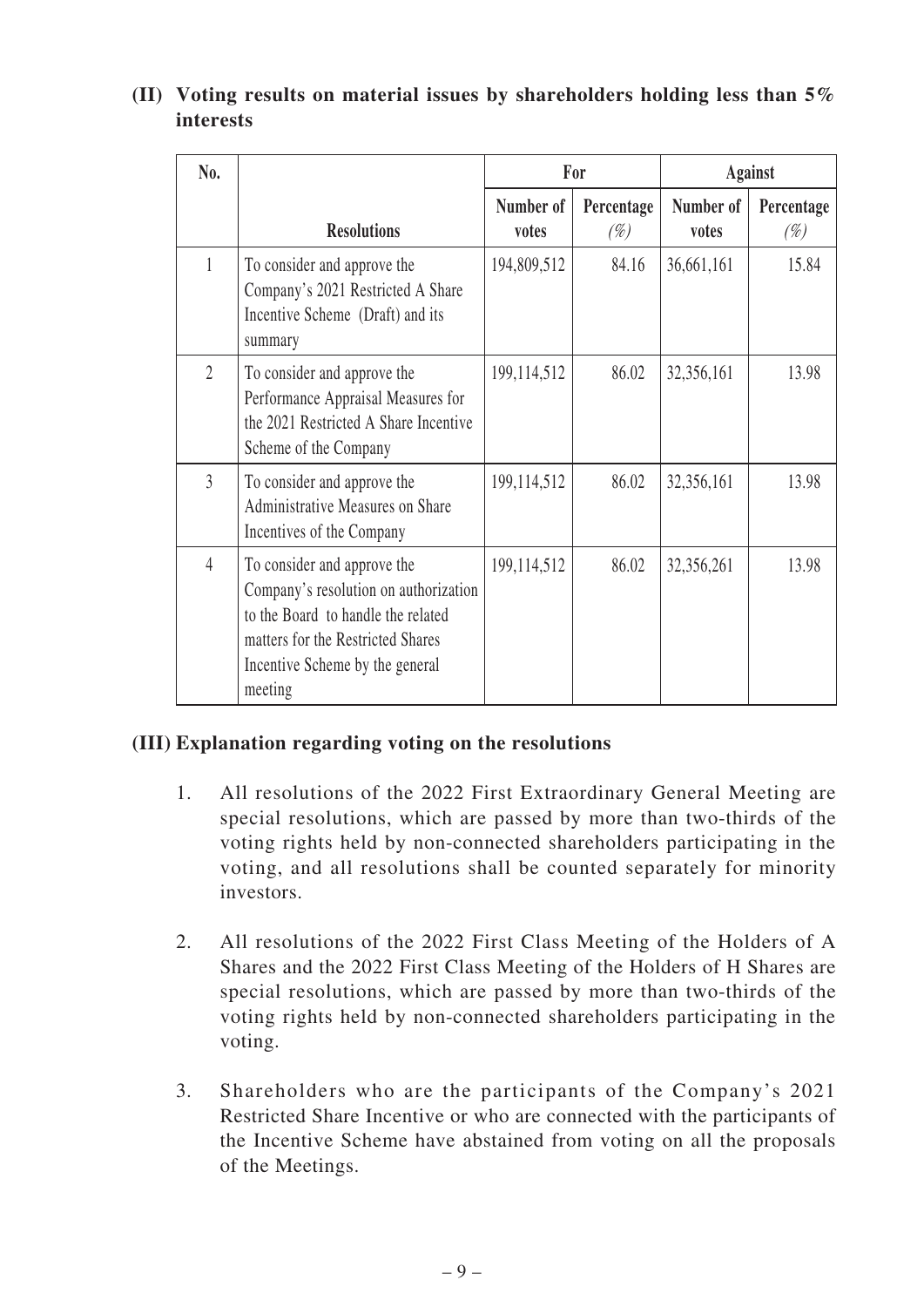### (II) Voting results on material issues by shareholders holding less than 5% interests

| No. | Resolutions | For | | Against | |
|---|---|---|---|---|---|
| | | Number of votes | Percentage (%) | Number of votes | Percentage (%) |
| 1 | To consider and approve the Company's 2021 Restricted A Share Incentive Scheme (Draft) and its summary | 194,809,512 | 84.16 | 36,661,161 | 15.84 |
| 2 | To consider and approve the Performance Appraisal Measures for the 2021 Restricted A Share Incentive Scheme of the Company | 199,114,512 | 86.02 | 32,356,161 | 13.98 |
| 3 | To consider and approve the Administrative Measures on Share Incentives of the Company | 199,114,512 | 86.02 | 32,356,161 | 13.98 |
| 4 | To consider and approve the Company's resolution on authorization to the Board to handle the related matters for the Restricted Shares Incentive Scheme by the general meeting | 199,114,512 | 86.02 | 32,356,261 | 13.98 |

### (III) Explanation regarding voting on the resolutions

1. All resolutions of the 2022 First Extraordinary General Meeting are special resolutions, which are passed by more than two-thirds of the voting rights held by non-connected shareholders participating in the voting, and all resolutions shall be counted separately for minority investors.

2. All resolutions of the 2022 First Class Meeting of the Holders of A Shares and the 2022 First Class Meeting of the Holders of H Shares are special resolutions, which are passed by more than two-thirds of the voting rights held by non-connected shareholders participating in the voting.

3. Shareholders who are the participants of the Company's 2021 Restricted Share Incentive or who are connected with the participants of the Incentive Scheme have abstained from voting on all the proposals of the Meetings.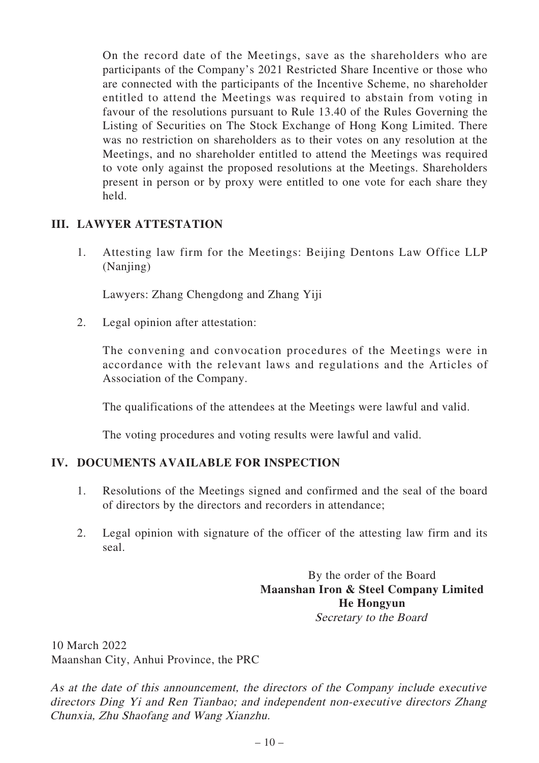On the record date of the Meetings, save as the shareholders who are participants of the Company's 2021 Restricted Share Incentive or those who are connected with the participants of the Incentive Scheme, no shareholder entitled to attend the Meetings was required to abstain from voting in favour of the resolutions pursuant to Rule 13.40 of the Rules Governing the Listing of Securities on The Stock Exchange of Hong Kong Limited. There was no restriction on shareholders as to their votes on any resolution at the Meetings, and no shareholder entitled to attend the Meetings was required to vote only against the proposed resolutions at the Meetings. Shareholders present in person or by proxy were entitled to one vote for each share they held.

## III. LAWYER ATTESTATION

1. Attesting law firm for the Meetings: Beijing Dentons Law Office LLP (Nanjing)

   Lawyers: Zhang Chengdong and Zhang Yiji

2. Legal opinion after attestation:

   The convening and convocation procedures of the Meetings were in accordance with the relevant laws and regulations and the Articles of Association of the Company.

   The qualifications of the attendees at the Meetings were lawful and valid.

   The voting procedures and voting results were lawful and valid.

## IV. DOCUMENTS AVAILABLE FOR INSPECTION

1. Resolutions of the Meetings signed and confirmed and the seal of the board of directors by the directors and recorders in attendance;

2. Legal opinion with signature of the officer of the attesting law firm and its seal.

By the order of the Board
**Maanshan Iron & Steel Company Limited**
**He Hongyun**
*Secretary to the Board*

10 March 2022
Maanshan City, Anhui Province, the PRC

*As at the date of this announcement, the directors of the Company include executive directors Ding Yi and Ren Tianbao; and independent non-executive directors Zhang Chunxia, Zhu Shaofang and Wang Xianzhu.*